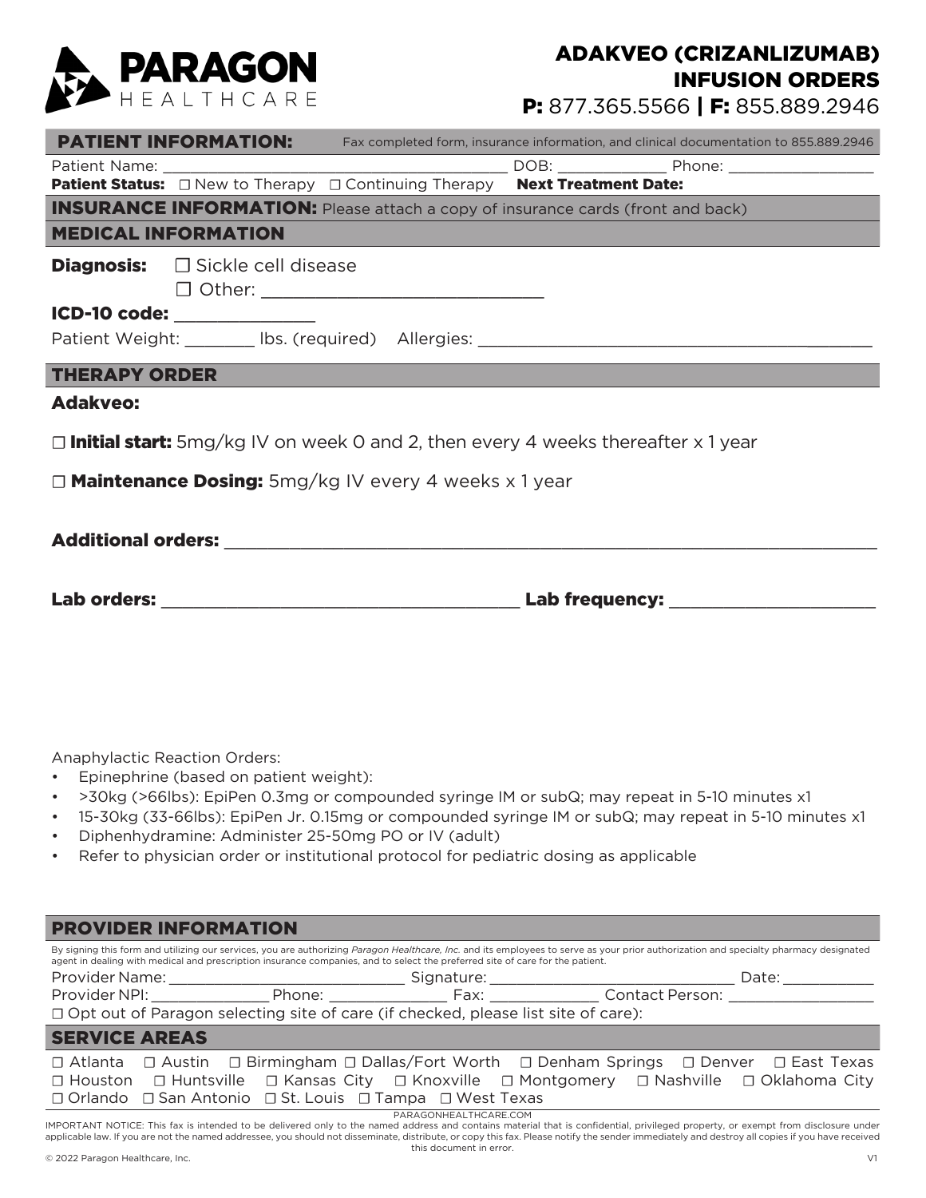# PARAGON HEALTHCARE

## ADAKVEO (CRIZANLIZUMAB) INFUSION ORDERS

**P:** 877.365.5566 | **F:** 855.889.2946

## PATIENT INFORMATION:

Fax completed form, insurance information, and clinical documentation to 855.889.2946

Patient Name: ______________________________________ DOB: ____________ Phone: ________________

**Patient Status:** ☐ New to Therapy ☐ Continuing Therapy **Next Treatment Date:**

## INSURANCE INFORMATION:

Please attach a copy of insurance cards (front and back)

## MEDICAL INFORMATION

**Diagnosis:** ☐ Sickle cell disease
☐ Other: ____________________________

**ICD-10 code:** ______________

Patient Weight: _______ lbs. (required) Allergies: ____________________________________________

## THERAPY ORDER

**Adakveo:**

☐ **Initial start:** 5mg/kg IV on week 0 and 2, then every 4 weeks thereafter x 1 year

☐ **Maintenance Dosing:** 5mg/kg IV every 4 weeks x 1 year

**Additional orders:** ______________________________________________________________

**Lab orders:** ____________________________________ **Lab frequency:** ____________________

Anaphylactic Reaction Orders:

- Epinephrine (based on patient weight):
- >30kg (>66lbs): EpiPen 0.3mg or compounded syringe IM or subQ; may repeat in 5-10 minutes x1
- 15-30kg (33-66lbs): EpiPen Jr. 0.15mg or compounded syringe IM or subQ; may repeat in 5-10 minutes x1
- Diphenhydramine: Administer 25-50mg PO or IV (adult)
- Refer to physician order or institutional protocol for pediatric dosing as applicable

## PROVIDER INFORMATION

By signing this form and utilizing our services, you are authorizing *Paragon Healthcare, Inc.* and its employees to serve as your prior authorization and specialty pharmacy designated agent in dealing with medical and prescription insurance companies, and to select the preferred site of care for the patient.

Provider Name: ____________________________ Signature: ______________________________ Date: ___________

Provider NPI: ______________ Phone: ______________ Fax: _____________ Contact Person: ________________

☐ Opt out of Paragon selecting site of care (if checked, please list site of care):

## SERVICE AREAS

☐ Atlanta ☐ Austin ☐ Birmingham ☐ Dallas/Fort Worth ☐ Denham Springs ☐ Denver ☐ East Texas ☐ Houston ☐ Huntsville ☐ Kansas City ☐ Knoxville ☐ Montgomery ☐ Nashville ☐ Oklahoma City ☐ Orlando ☐ San Antonio ☐ St. Louis ☐ Tampa ☐ West Texas

PARAGONHEALTHCARE.COM

IMPORTANT NOTICE: This fax is intended to be delivered only to the named address and contains material that is confidential, privileged property, or exempt from disclosure under applicable law. If you are not the named addressee, you should not disseminate, distribute, or copy this fax. Please notify the sender immediately and destroy all copies if you have received this document in error.

© 2022 Paragon Healthcare, Inc. V1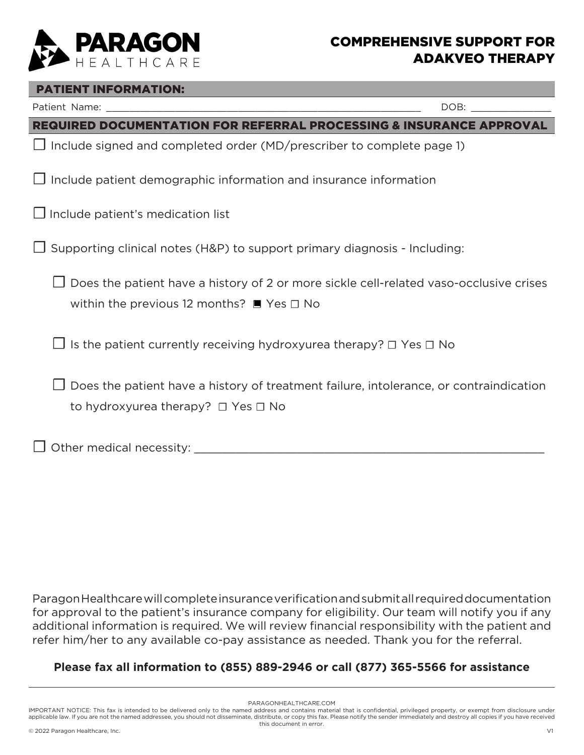**PARAGON** HEALTHCARE

# COMPREHENSIVE SUPPORT FOR ADAKVEO THERAPY

## PATIENT INFORMATION:

Patient Name: ______________________________________________________ DOB: ______________

## REQUIRED DOCUMENTATION FOR REFERRAL PROCESSING & INSURANCE APPROVAL

☐ Include signed and completed order (MD/prescriber to complete page 1)

☐ Include patient demographic information and insurance information

☐ Include patient's medication list

☐ Supporting clinical notes (H&P) to support primary diagnosis - Including:

- ☐ Does the patient have a history of 2 or more sickle cell-related vaso-occlusive crises within the previous 12 months? ■ Yes ☐ No
- ☐ Is the patient currently receiving hydroxyurea therapy? ☐ Yes ☐ No
- ☐ Does the patient have a history of treatment failure, intolerance, or contraindication to hydroxyurea therapy? ☐ Yes ☐ No

☐ Other medical necessity: ____________________________________________________________

Paragon Healthcare will complete insurance verification and submit all required documentation for approval to the patient's insurance company for eligibility. Our team will notify you if any additional information is required. We will review financial responsibility with the patient and refer him/her to any available co-pay assistance as needed. Thank you for the referral.

**Please fax all information to (855) 889-2946 or call (877) 365-5566 for assistance**

PARAGONHEALTHCARE.COM

IMPORTANT NOTICE: This fax is intended to be delivered only to the named address and contains material that is confidential, privileged property, or exempt from disclosure under applicable law. If you are not the named addressee, you should not disseminate, distribute, or copy this fax. Please notify the sender immediately and destroy all copies if you have received this document in error.

© 2022 Paragon Healthcare, Inc. V1